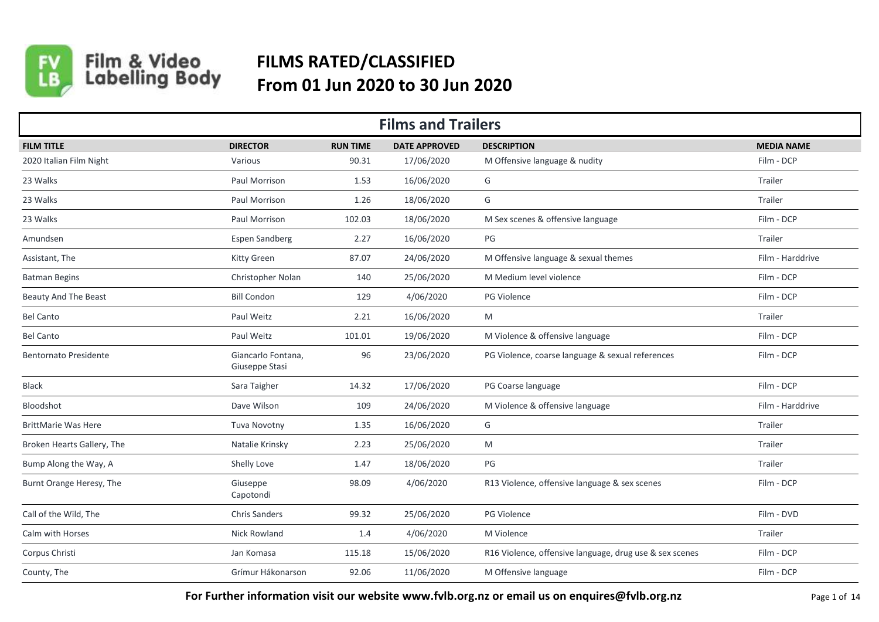Film & Video Labelling Body

# FILMS RATED/CLASSIFIED
# From 01 Jun 2020 to 30 Jun 2020

## Films and Trailers

| FILM TITLE | DIRECTOR | RUN TIME | DATE APPROVED | DESCRIPTION | MEDIA NAME |
|---|---|---|---|---|---|
| 2020 Italian Film Night | Various | 90.31 | 17/06/2020 | M Offensive language & nudity | Film - DCP |
| 23 Walks | Paul Morrison | 1.53 | 16/06/2020 | G | Trailer |
| 23 Walks | Paul Morrison | 1.26 | 18/06/2020 | G | Trailer |
| 23 Walks | Paul Morrison | 102.03 | 18/06/2020 | M Sex scenes & offensive language | Film - DCP |
| Amundsen | Espen Sandberg | 2.27 | 16/06/2020 | PG | Trailer |
| Assistant, The | Kitty Green | 87.07 | 24/06/2020 | M Offensive language & sexual themes | Film - Harddrive |
| Batman Begins | Christopher Nolan | 140 | 25/06/2020 | M Medium level violence | Film - DCP |
| Beauty And The Beast | Bill Condon | 129 | 4/06/2020 | PG Violence | Film - DCP |
| Bel Canto | Paul Weitz | 2.21 | 16/06/2020 | M | Trailer |
| Bel Canto | Paul Weitz | 101.01 | 19/06/2020 | M Violence & offensive language | Film - DCP |
| Bentornato Presidente | Giancarlo Fontana, Giuseppe Stasi | 96 | 23/06/2020 | PG Violence, coarse language & sexual references | Film - DCP |
| Black | Sara Taigher | 14.32 | 17/06/2020 | PG Coarse language | Film - DCP |
| Bloodshot | Dave Wilson | 109 | 24/06/2020 | M Violence & offensive language | Film - Harddrive |
| BrittMarie Was Here | Tuva Novotny | 1.35 | 16/06/2020 | G | Trailer |
| Broken Hearts Gallery, The | Natalie Krinsky | 2.23 | 25/06/2020 | M | Trailer |
| Bump Along the Way, A | Shelly Love | 1.47 | 18/06/2020 | PG | Trailer |
| Burnt Orange Heresy, The | Giuseppe Capotondi | 98.09 | 4/06/2020 | R13 Violence, offensive language & sex scenes | Film - DCP |
| Call of the Wild, The | Chris Sanders | 99.32 | 25/06/2020 | PG Violence | Film - DVD |
| Calm with Horses | Nick Rowland | 1.4 | 4/06/2020 | M Violence | Trailer |
| Corpus Christi | Jan Komasa | 115.18 | 15/06/2020 | R16 Violence, offensive language, drug use & sex scenes | Film - DCP |
| County, The | Grímur Hákonarson | 92.06 | 11/06/2020 | M Offensive language | Film - DCP |

**For Further information visit our website www.fvlb.org.nz or email us on enquires@fvlb.org.nz**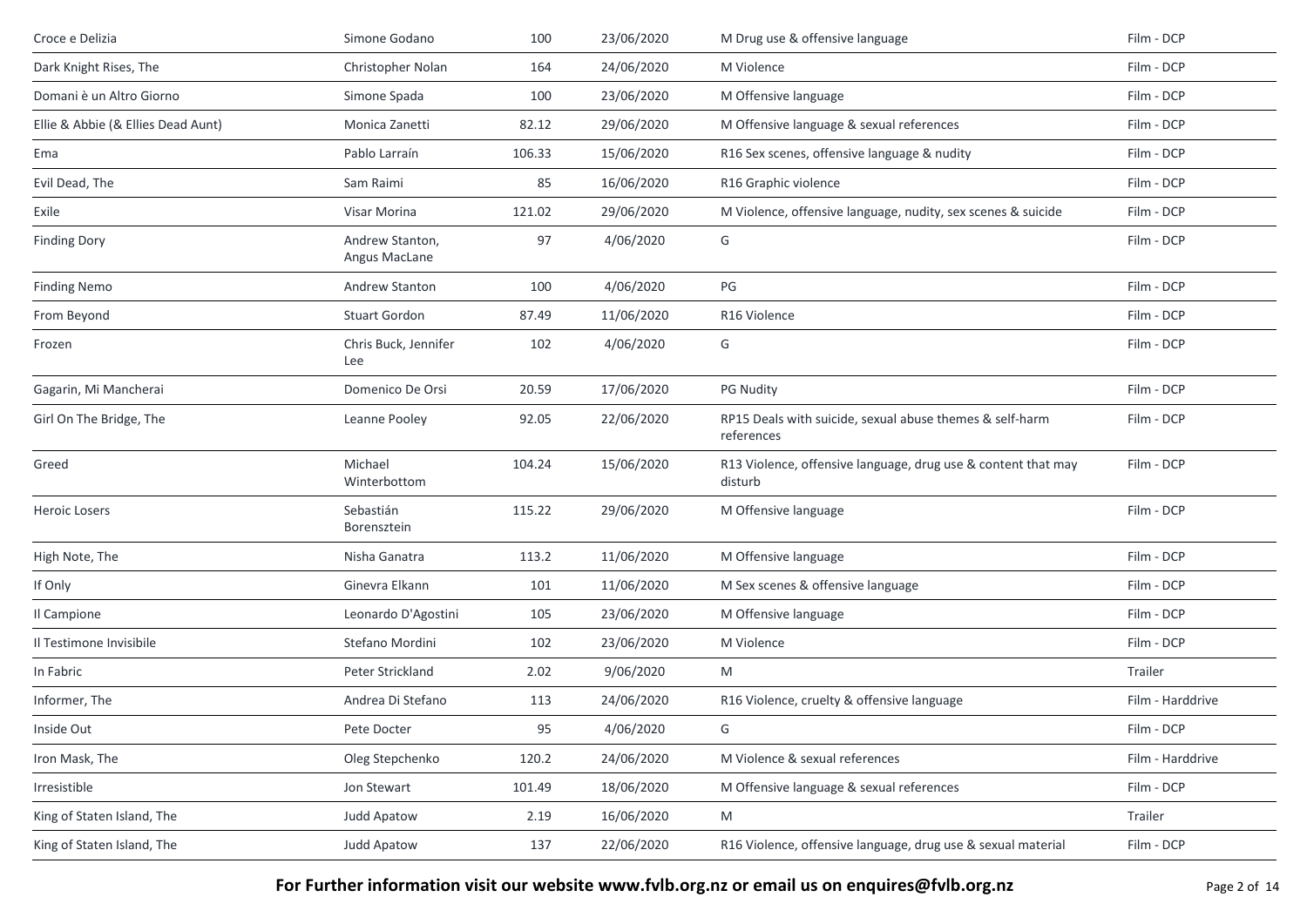| | | | | | |
|---|---|---|---|---|---|
| Croce e Delizia | Simone Godano | 100 | 23/06/2020 | M Drug use & offensive language | Film - DCP |
| Dark Knight Rises, The | Christopher Nolan | 164 | 24/06/2020 | M Violence | Film - DCP |
| Domani è un Altro Giorno | Simone Spada | 100 | 23/06/2020 | M Offensive language | Film - DCP |
| Ellie & Abbie (& Ellies Dead Aunt) | Monica Zanetti | 82.12 | 29/06/2020 | M Offensive language & sexual references | Film - DCP |
| Ema | Pablo Larraín | 106.33 | 15/06/2020 | R16 Sex scenes, offensive language & nudity | Film - DCP |
| Evil Dead, The | Sam Raimi | 85 | 16/06/2020 | R16 Graphic violence | Film - DCP |
| Exile | Visar Morina | 121.02 | 29/06/2020 | M Violence, offensive language, nudity, sex scenes & suicide | Film - DCP |
| Finding Dory | Andrew Stanton, Angus MacLane | 97 | 4/06/2020 | G | Film - DCP |
| Finding Nemo | Andrew Stanton | 100 | 4/06/2020 | PG | Film - DCP |
| From Beyond | Stuart Gordon | 87.49 | 11/06/2020 | R16 Violence | Film - DCP |
| Frozen | Chris Buck, Jennifer Lee | 102 | 4/06/2020 | G | Film - DCP |
| Gagarin, Mi Mancherai | Domenico De Orsi | 20.59 | 17/06/2020 | PG Nudity | Film - DCP |
| Girl On The Bridge, The | Leanne Pooley | 92.05 | 22/06/2020 | RP15 Deals with suicide, sexual abuse themes & self-harm references | Film - DCP |
| Greed | Michael Winterbottom | 104.24 | 15/06/2020 | R13 Violence, offensive language, drug use & content that may disturb | Film - DCP |
| Heroic Losers | Sebastián Borensztein | 115.22 | 29/06/2020 | M Offensive language | Film - DCP |
| High Note, The | Nisha Ganatra | 113.2 | 11/06/2020 | M Offensive language | Film - DCP |
| If Only | Ginevra Elkann | 101 | 11/06/2020 | M Sex scenes & offensive language | Film - DCP |
| Il Campione | Leonardo D'Agostini | 105 | 23/06/2020 | M Offensive language | Film - DCP |
| Il Testimone Invisibile | Stefano Mordini | 102 | 23/06/2020 | M Violence | Film - DCP |
| In Fabric | Peter Strickland | 2.02 | 9/06/2020 | M | Trailer |
| Informer, The | Andrea Di Stefano | 113 | 24/06/2020 | R16 Violence, cruelty & offensive language | Film - Harddrive |
| Inside Out | Pete Docter | 95 | 4/06/2020 | G | Film - DCP |
| Iron Mask, The | Oleg Stepchenko | 120.2 | 24/06/2020 | M Violence & sexual references | Film - Harddrive |
| Irresistible | Jon Stewart | 101.49 | 18/06/2020 | M Offensive language & sexual references | Film - DCP |
| King of Staten Island, The | Judd Apatow | 2.19 | 16/06/2020 | M | Trailer |
| King of Staten Island, The | Judd Apatow | 137 | 22/06/2020 | R16 Violence, offensive language, drug use & sexual material | Film - DCP |

**For Further information visit our website www.fvlb.org.nz or email us on enquires@fvlb.org.nz**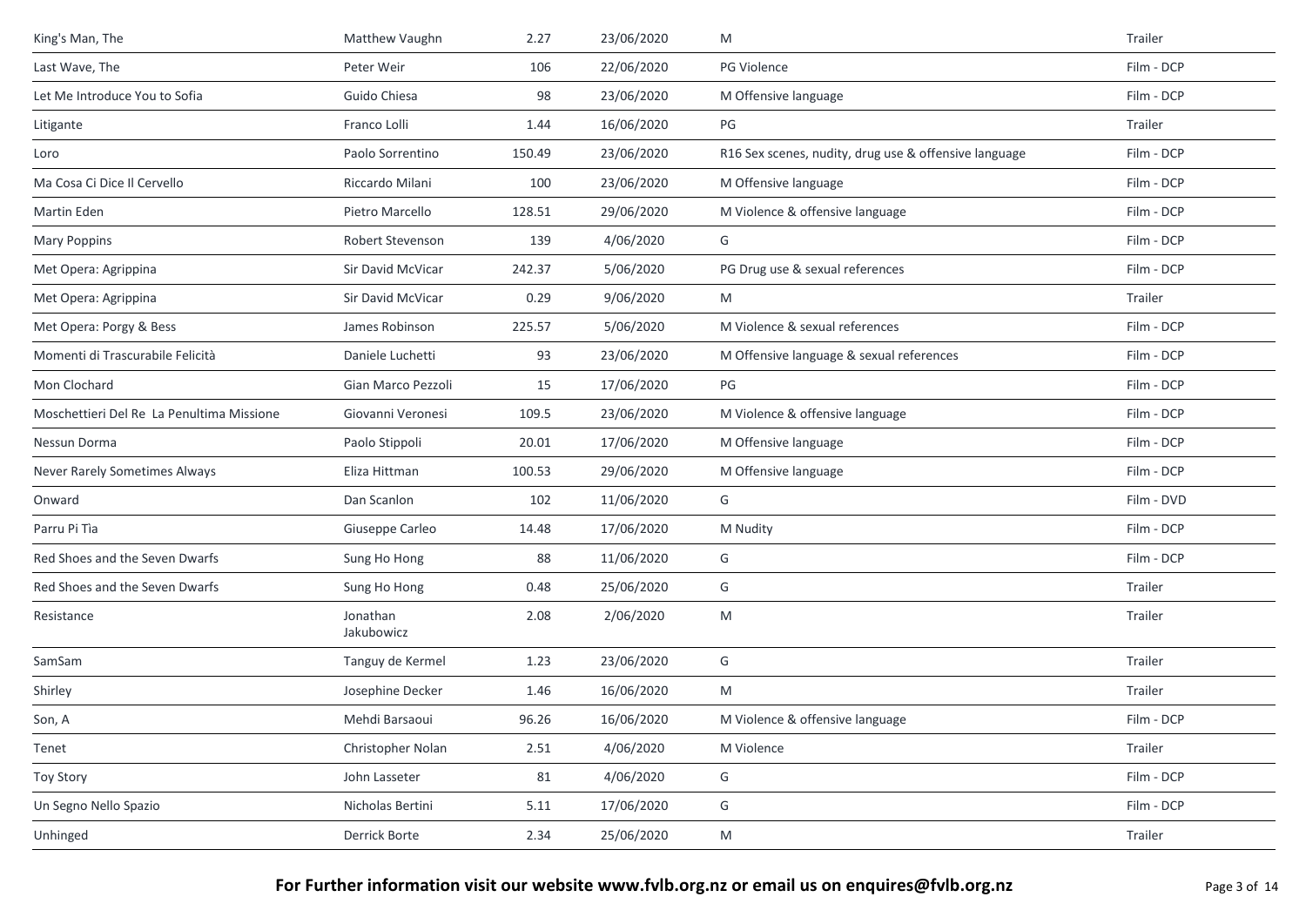| | | | | | |
|---|---|---|---|---|---|
| King's Man, The | Matthew Vaughn | 2.27 | 23/06/2020 | M | Trailer |
| Last Wave, The | Peter Weir | 106 | 22/06/2020 | PG Violence | Film - DCP |
| Let Me Introduce You to Sofia | Guido Chiesa | 98 | 23/06/2020 | M Offensive language | Film - DCP |
| Litigante | Franco Lolli | 1.44 | 16/06/2020 | PG | Trailer |
| Loro | Paolo Sorrentino | 150.49 | 23/06/2020 | R16 Sex scenes, nudity, drug use & offensive language | Film - DCP |
| Ma Cosa Ci Dice Il Cervello | Riccardo Milani | 100 | 23/06/2020 | M Offensive language | Film - DCP |
| Martin Eden | Pietro Marcello | 128.51 | 29/06/2020 | M Violence & offensive language | Film - DCP |
| Mary Poppins | Robert Stevenson | 139 | 4/06/2020 | G | Film - DCP |
| Met Opera: Agrippina | Sir David McVicar | 242.37 | 5/06/2020 | PG Drug use & sexual references | Film - DCP |
| Met Opera: Agrippina | Sir David McVicar | 0.29 | 9/06/2020 | M | Trailer |
| Met Opera: Porgy & Bess | James Robinson | 225.57 | 5/06/2020 | M Violence & sexual references | Film - DCP |
| Momenti di Trascurabile Felicità | Daniele Luchetti | 93 | 23/06/2020 | M Offensive language & sexual references | Film - DCP |
| Mon Clochard | Gian Marco Pezzoli | 15 | 17/06/2020 | PG | Film - DCP |
| Moschettieri Del Re La Penultima Missione | Giovanni Veronesi | 109.5 | 23/06/2020 | M Violence & offensive language | Film - DCP |
| Nessun Dorma | Paolo Stippoli | 20.01 | 17/06/2020 | M Offensive language | Film - DCP |
| Never Rarely Sometimes Always | Eliza Hittman | 100.53 | 29/06/2020 | M Offensive language | Film - DCP |
| Onward | Dan Scanlon | 102 | 11/06/2020 | G | Film - DVD |
| Parru Pi Tia | Giuseppe Carleo | 14.48 | 17/06/2020 | M Nudity | Film - DCP |
| Red Shoes and the Seven Dwarfs | Sung Ho Hong | 88 | 11/06/2020 | G | Film - DCP |
| Red Shoes and the Seven Dwarfs | Sung Ho Hong | 0.48 | 25/06/2020 | G | Trailer |
| Resistance | Jonathan Jakubowicz | 2.08 | 2/06/2020 | M | Trailer |
| SamSam | Tanguy de Kermel | 1.23 | 23/06/2020 | G | Trailer |
| Shirley | Josephine Decker | 1.46 | 16/06/2020 | M | Trailer |
| Son, A | Mehdi Barsaoui | 96.26 | 16/06/2020 | M Violence & offensive language | Film - DCP |
| Tenet | Christopher Nolan | 2.51 | 4/06/2020 | M Violence | Trailer |
| Toy Story | John Lasseter | 81 | 4/06/2020 | G | Film - DCP |
| Un Segno Nello Spazio | Nicholas Bertini | 5.11 | 17/06/2020 | G | Film - DCP |
| Unhinged | Derrick Borte | 2.34 | 25/06/2020 | M | Trailer |

**For Further information visit our website www.fvlb.org.nz or email us on enquires@fvlb.org.nz**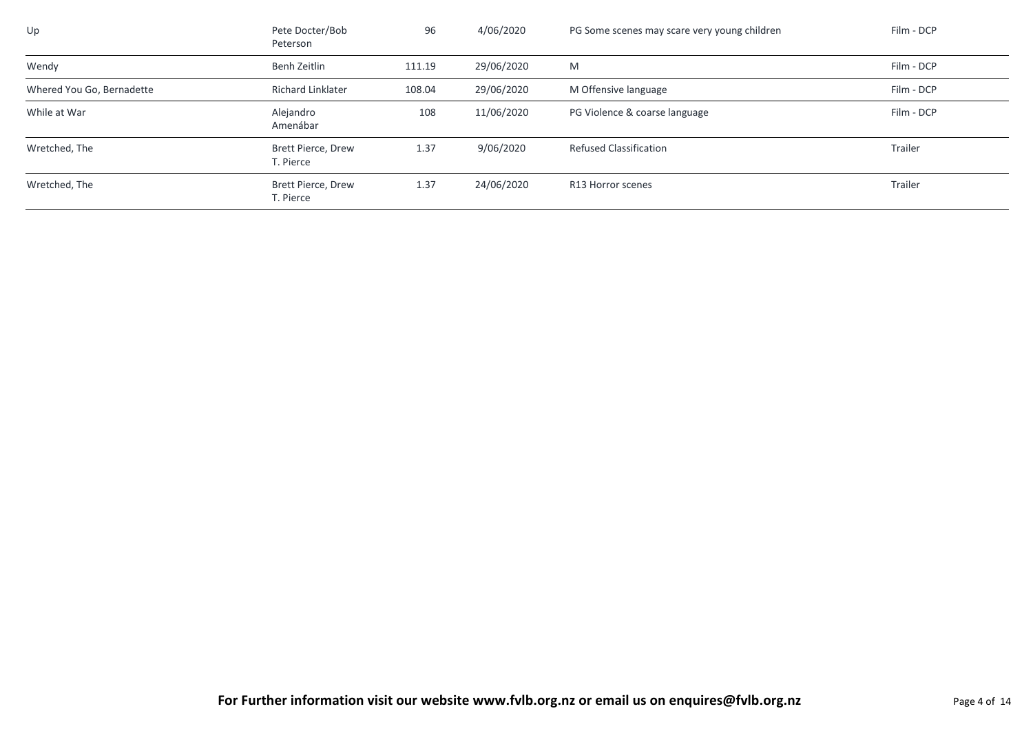| | | | | | |
|---|---|---|---|---|---|
| Up | Pete Docter/Bob Peterson | 96 | 4/06/2020 | PG Some scenes may scare very young children | Film - DCP |
| Wendy | Benh Zeitlin | 111.19 | 29/06/2020 | M | Film - DCP |
| Whered You Go, Bernadette | Richard Linklater | 108.04 | 29/06/2020 | M Offensive language | Film - DCP |
| While at War | Alejandro Amenábar | 108 | 11/06/2020 | PG Violence & coarse language | Film - DCP |
| Wretched, The | Brett Pierce, Drew T. Pierce | 1.37 | 9/06/2020 | Refused Classification | Trailer |
| Wretched, The | Brett Pierce, Drew T. Pierce | 1.37 | 24/06/2020 | R13 Horror scenes | Trailer |

**For Further information visit our website www.fvlb.org.nz or email us on enquires@fvlb.org.nz**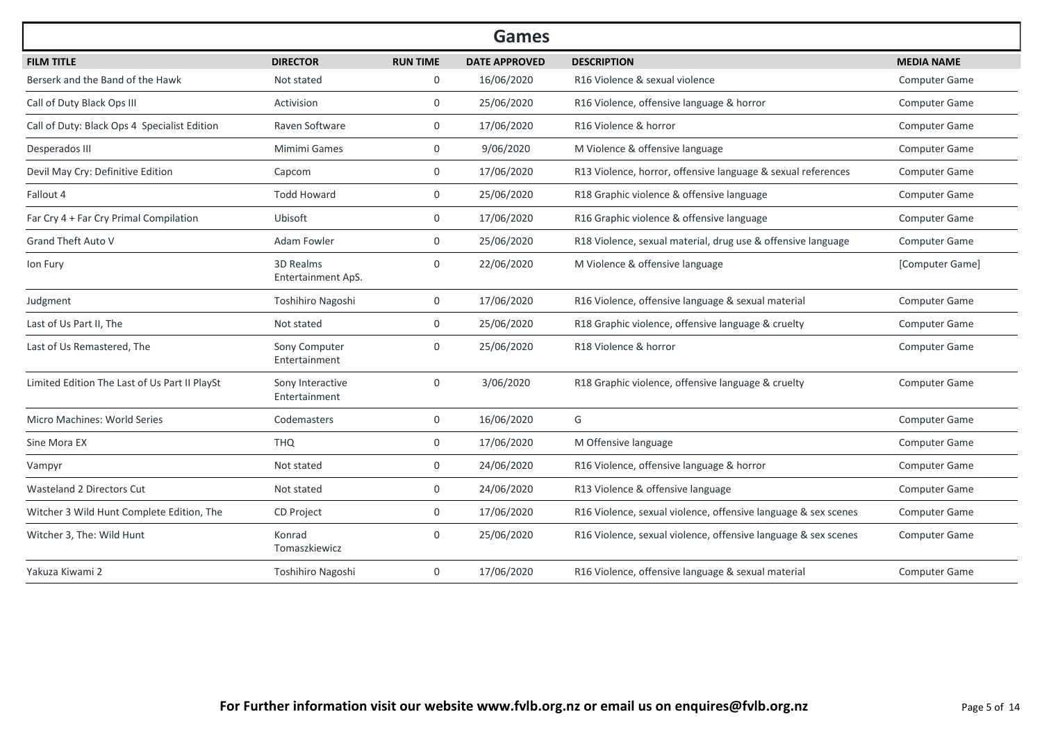## Games

| FILM TITLE | DIRECTOR | RUN TIME | DATE APPROVED | DESCRIPTION | MEDIA NAME |
|---|---|---|---|---|---|
| Berserk and the Band of the Hawk | Not stated | 0 | 16/06/2020 | R16 Violence & sexual violence | Computer Game |
| Call of Duty Black Ops III | Activision | 0 | 25/06/2020 | R16 Violence, offensive language & horror | Computer Game |
| Call of Duty: Black Ops 4 Specialist Edition | Raven Software | 0 | 17/06/2020 | R16 Violence & horror | Computer Game |
| Desperados III | Mimimi Games | 0 | 9/06/2020 | M Violence & offensive language | Computer Game |
| Devil May Cry: Definitive Edition | Capcom | 0 | 17/06/2020 | R13 Violence, horror, offensive language & sexual references | Computer Game |
| Fallout 4 | Todd Howard | 0 | 25/06/2020 | R18 Graphic violence & offensive language | Computer Game |
| Far Cry 4 + Far Cry Primal Compilation | Ubisoft | 0 | 17/06/2020 | R16 Graphic violence & offensive language | Computer Game |
| Grand Theft Auto V | Adam Fowler | 0 | 25/06/2020 | R18 Violence, sexual material, drug use & offensive language | Computer Game |
| Ion Fury | 3D Realms Entertainment ApS. | 0 | 22/06/2020 | M Violence & offensive language | [Computer Game] |
| Judgment | Toshihiro Nagoshi | 0 | 17/06/2020 | R16 Violence, offensive language & sexual material | Computer Game |
| Last of Us Part II, The | Not stated | 0 | 25/06/2020 | R18 Graphic violence, offensive language & cruelty | Computer Game |
| Last of Us Remastered, The | Sony Computer Entertainment | 0 | 25/06/2020 | R18 Violence & horror | Computer Game |
| Limited Edition The Last of Us Part II PlaySt | Sony Interactive Entertainment | 0 | 3/06/2020 | R18 Graphic violence, offensive language & cruelty | Computer Game |
| Micro Machines: World Series | Codemasters | 0 | 16/06/2020 | G | Computer Game |
| Sine Mora EX | THQ | 0 | 17/06/2020 | M Offensive language | Computer Game |
| Vampyr | Not stated | 0 | 24/06/2020 | R16 Violence, offensive language & horror | Computer Game |
| Wasteland 2 Directors Cut | Not stated | 0 | 24/06/2020 | R13 Violence & offensive language | Computer Game |
| Witcher 3 Wild Hunt Complete Edition, The | CD Project | 0 | 17/06/2020 | R16 Violence, sexual violence, offensive language & sex scenes | Computer Game |
| Witcher 3, The: Wild Hunt | Konrad Tomaszkiewicz | 0 | 25/06/2020 | R16 Violence, sexual violence, offensive language & sex scenes | Computer Game |
| Yakuza Kiwami 2 | Toshihiro Nagoshi | 0 | 17/06/2020 | R16 Violence, offensive language & sexual material | Computer Game |

**For Further information visit our website www.fvlb.org.nz or email us on enquires@fvlb.org.nz**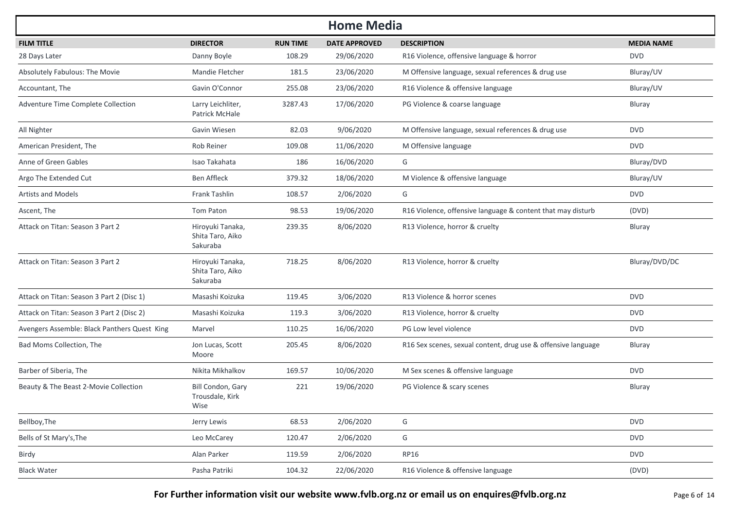# Home Media

| FILM TITLE | DIRECTOR | RUN TIME | DATE APPROVED | DESCRIPTION | MEDIA NAME |
|---|---|---|---|---|---|
| 28 Days Later | Danny Boyle | 108.29 | 29/06/2020 | R16 Violence, offensive language & horror | DVD |
| Absolutely Fabulous: The Movie | Mandie Fletcher | 181.5 | 23/06/2020 | M Offensive language, sexual references & drug use | Bluray/UV |
| Accountant, The | Gavin O'Connor | 255.08 | 23/06/2020 | R16 Violence & offensive language | Bluray/UV |
| Adventure Time Complete Collection | Larry Leichliter, Patrick McHale | 3287.43 | 17/06/2020 | PG Violence & coarse language | Bluray |
| All Nighter | Gavin Wiesen | 82.03 | 9/06/2020 | M Offensive language, sexual references & drug use | DVD |
| American President, The | Rob Reiner | 109.08 | 11/06/2020 | M Offensive language | DVD |
| Anne of Green Gables | Isao Takahata | 186 | 16/06/2020 | G | Bluray/DVD |
| Argo The Extended Cut | Ben Affleck | 379.32 | 18/06/2020 | M Violence & offensive language | Bluray/UV |
| Artists and Models | Frank Tashlin | 108.57 | 2/06/2020 | G | DVD |
| Ascent, The | Tom Paton | 98.53 | 19/06/2020 | R16 Violence, offensive language & content that may disturb | (DVD) |
| Attack on Titan: Season 3 Part 2 | Hiroyuki Tanaka, Shita Taro, Aiko Sakuraba | 239.35 | 8/06/2020 | R13 Violence, horror & cruelty | Bluray |
| Attack on Titan: Season 3 Part 2 | Hiroyuki Tanaka, Shita Taro, Aiko Sakuraba | 718.25 | 8/06/2020 | R13 Violence, horror & cruelty | Bluray/DVD/DC |
| Attack on Titan: Season 3 Part 2 (Disc 1) | Masashi Koizuka | 119.45 | 3/06/2020 | R13 Violence & horror scenes | DVD |
| Attack on Titan: Season 3 Part 2 (Disc 2) | Masashi Koizuka | 119.3 | 3/06/2020 | R13 Violence, horror & cruelty | DVD |
| Avengers Assemble: Black Panthers Quest King | Marvel | 110.25 | 16/06/2020 | PG Low level violence | DVD |
| Bad Moms Collection, The | Jon Lucas, Scott Moore | 205.45 | 8/06/2020 | R16 Sex scenes, sexual content, drug use & offensive language | Bluray |
| Barber of Siberia, The | Nikita Mikhalkov | 169.57 | 10/06/2020 | M Sex scenes & offensive language | DVD |
| Beauty & The Beast 2-Movie Collection | Bill Condon, Gary Trousdale, Kirk Wise | 221 | 19/06/2020 | PG Violence & scary scenes | Bluray |
| Bellboy,The | Jerry Lewis | 68.53 | 2/06/2020 | G | DVD |
| Bells of St Mary's,The | Leo McCarey | 120.47 | 2/06/2020 | G | DVD |
| Birdy | Alan Parker | 119.59 | 2/06/2020 | RP16 | DVD |
| Black Water | Pasha Patriki | 104.32 | 22/06/2020 | R16 Violence & offensive language | (DVD) |

**For Further information visit our website www.fvlb.org.nz or email us on enquires@fvlb.org.nz**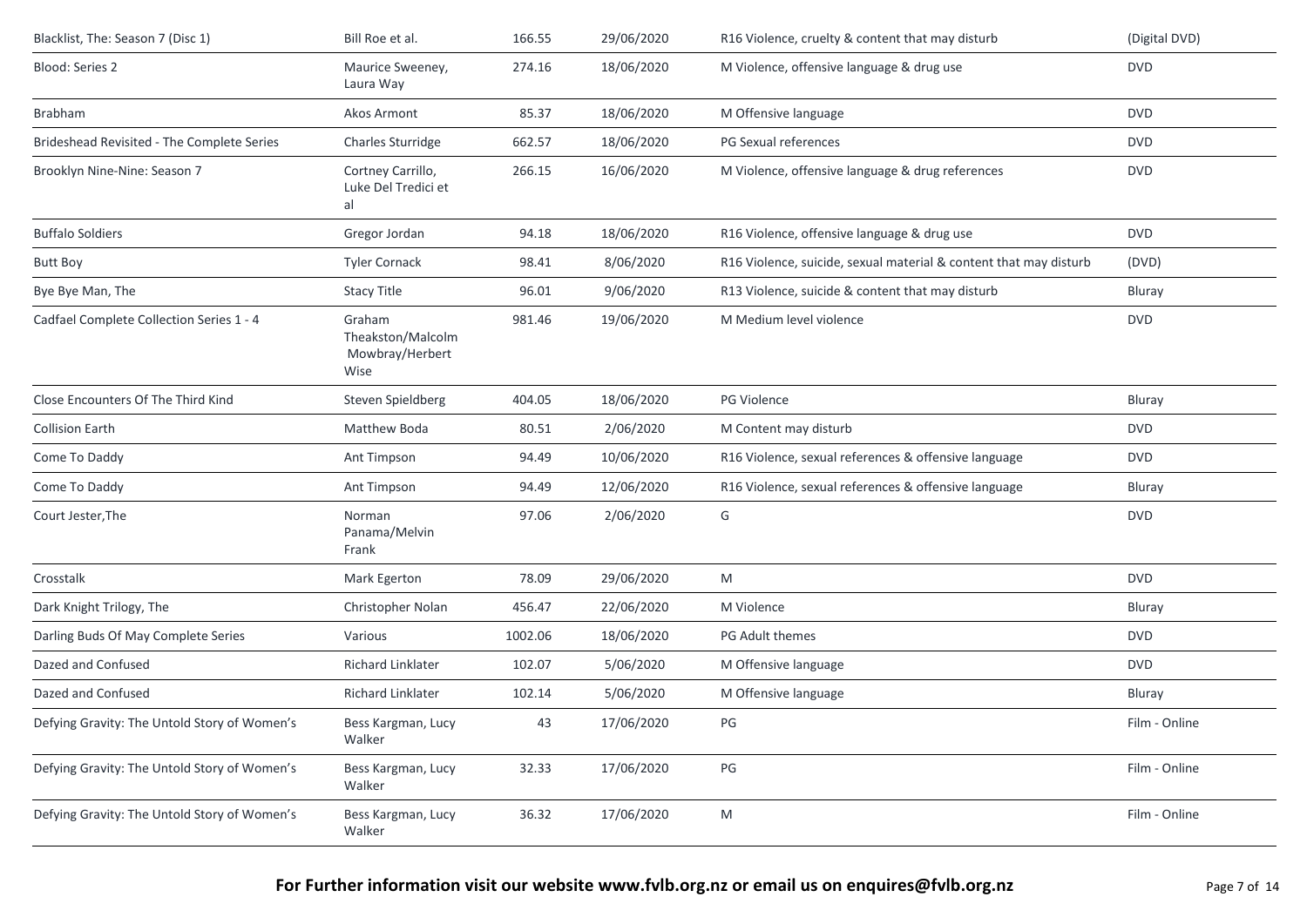| | | | | | |
|---|---|---|---|---|---|
| Blacklist, The: Season 7 (Disc 1) | Bill Roe et al. | 166.55 | 29/06/2020 | R16 Violence, cruelty & content that may disturb | (Digital DVD) |
| Blood: Series 2 | Maurice Sweeney, Laura Way | 274.16 | 18/06/2020 | M Violence, offensive language & drug use | DVD |
| Brabham | Akos Armont | 85.37 | 18/06/2020 | M Offensive language | DVD |
| Brideshead Revisited - The Complete Series | Charles Sturridge | 662.57 | 18/06/2020 | PG Sexual references | DVD |
| Brooklyn Nine-Nine: Season 7 | Cortney Carrillo, Luke Del Tredici et al | 266.15 | 16/06/2020 | M Violence, offensive language & drug references | DVD |
| Buffalo Soldiers | Gregor Jordan | 94.18 | 18/06/2020 | R16 Violence, offensive language & drug use | DVD |
| Butt Boy | Tyler Cornack | 98.41 | 8/06/2020 | R16 Violence, suicide, sexual material & content that may disturb | (DVD) |
| Bye Bye Man, The | Stacy Title | 96.01 | 9/06/2020 | R13 Violence, suicide & content that may disturb | Bluray |
| Cadfael Complete Collection Series 1 - 4 | Graham Theakston/Malcolm Mowbray/Herbert Wise | 981.46 | 19/06/2020 | M Medium level violence | DVD |
| Close Encounters Of The Third Kind | Steven Spieldberg | 404.05 | 18/06/2020 | PG Violence | Bluray |
| Collision Earth | Matthew Boda | 80.51 | 2/06/2020 | M Content may disturb | DVD |
| Come To Daddy | Ant Timpson | 94.49 | 10/06/2020 | R16 Violence, sexual references & offensive language | DVD |
| Come To Daddy | Ant Timpson | 94.49 | 12/06/2020 | R16 Violence, sexual references & offensive language | Bluray |
| Court Jester,The | Norman Panama/Melvin Frank | 97.06 | 2/06/2020 | G | DVD |
| Crosstalk | Mark Egerton | 78.09 | 29/06/2020 | M | DVD |
| Dark Knight Trilogy, The | Christopher Nolan | 456.47 | 22/06/2020 | M Violence | Bluray |
| Darling Buds Of May Complete Series | Various | 1002.06 | 18/06/2020 | PG Adult themes | DVD |
| Dazed and Confused | Richard Linklater | 102.07 | 5/06/2020 | M Offensive language | DVD |
| Dazed and Confused | Richard Linklater | 102.14 | 5/06/2020 | M Offensive language | Bluray |
| Defying Gravity: The Untold Story of Women's | Bess Kargman, Lucy Walker | 43 | 17/06/2020 | PG | Film - Online |
| Defying Gravity: The Untold Story of Women's | Bess Kargman, Lucy Walker | 32.33 | 17/06/2020 | PG | Film - Online |
| Defying Gravity: The Untold Story of Women's | Bess Kargman, Lucy Walker | 36.32 | 17/06/2020 | M | Film - Online |

**For Further information visit our website www.fvlb.org.nz or email us on enquires@fvlb.org.nz**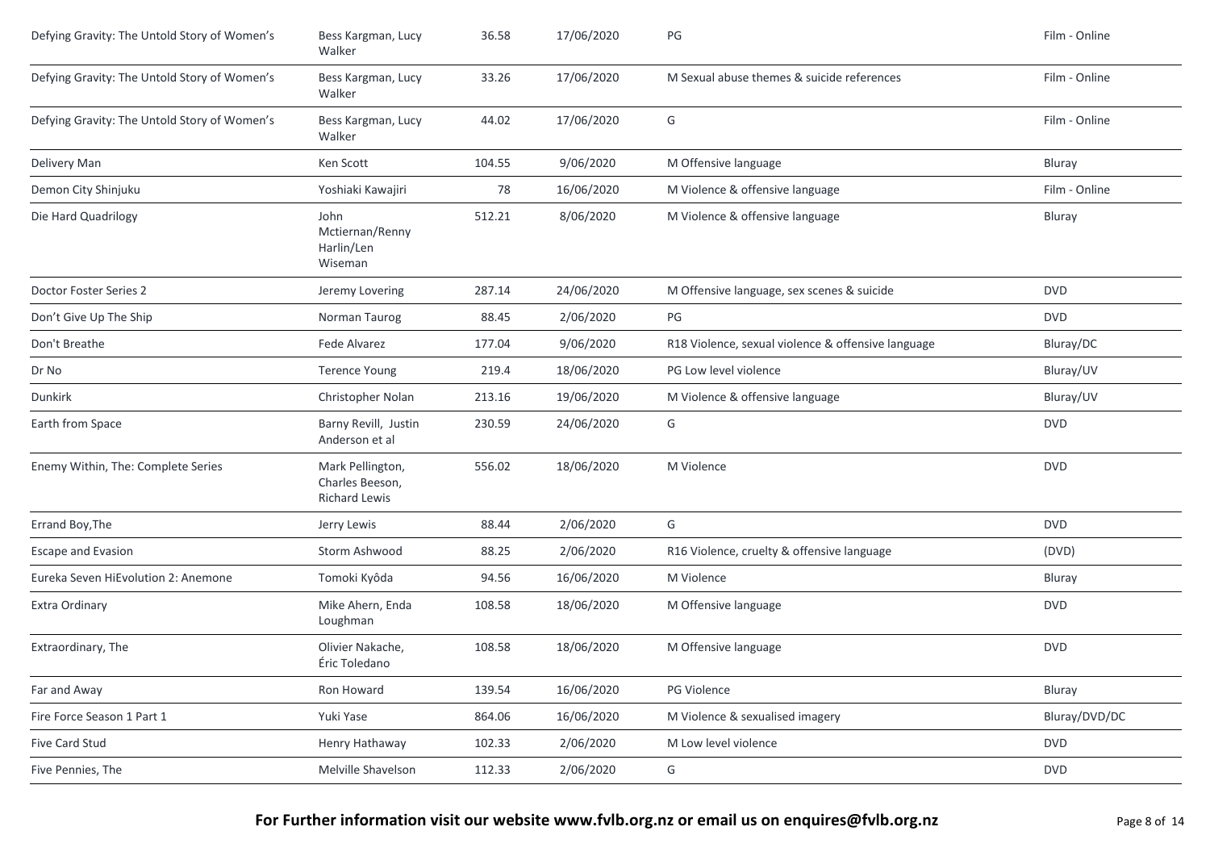| | | | | | |
|---|---|---|---|---|---|
| Defying Gravity: The Untold Story of Women's | Bess Kargman, Lucy Walker | 36.58 | 17/06/2020 | PG | Film - Online |
| Defying Gravity: The Untold Story of Women's | Bess Kargman, Lucy Walker | 33.26 | 17/06/2020 | M Sexual abuse themes & suicide references | Film - Online |
| Defying Gravity: The Untold Story of Women's | Bess Kargman, Lucy Walker | 44.02 | 17/06/2020 | G | Film - Online |
| Delivery Man | Ken Scott | 104.55 | 9/06/2020 | M Offensive language | Bluray |
| Demon City Shinjuku | Yoshiaki Kawajiri | 78 | 16/06/2020 | M Violence & offensive language | Film - Online |
| Die Hard Quadrilogy | John Mctiernan/Renny Harlin/Len Wiseman | 512.21 | 8/06/2020 | M Violence & offensive language | Bluray |
| Doctor Foster Series 2 | Jeremy Lovering | 287.14 | 24/06/2020 | M Offensive language, sex scenes & suicide | DVD |
| Don't Give Up The Ship | Norman Taurog | 88.45 | 2/06/2020 | PG | DVD |
| Don't Breathe | Fede Alvarez | 177.04 | 9/06/2020 | R18 Violence, sexual violence & offensive language | Bluray/DC |
| Dr No | Terence Young | 219.4 | 18/06/2020 | PG Low level violence | Bluray/UV |
| Dunkirk | Christopher Nolan | 213.16 | 19/06/2020 | M Violence & offensive language | Bluray/UV |
| Earth from Space | Barny Revill, Justin Anderson et al | 230.59 | 24/06/2020 | G | DVD |
| Enemy Within, The: Complete Series | Mark Pellington, Charles Beeson, Richard Lewis | 556.02 | 18/06/2020 | M Violence | DVD |
| Errand Boy,The | Jerry Lewis | 88.44 | 2/06/2020 | G | DVD |
| Escape and Evasion | Storm Ashwood | 88.25 | 2/06/2020 | R16 Violence, cruelty & offensive language | (DVD) |
| Eureka Seven HiEvolution 2: Anemone | Tomoki Kyôda | 94.56 | 16/06/2020 | M Violence | Bluray |
| Extra Ordinary | Mike Ahern, Enda Loughman | 108.58 | 18/06/2020 | M Offensive language | DVD |
| Extraordinary, The | Olivier Nakache, Éric Toledano | 108.58 | 18/06/2020 | M Offensive language | DVD |
| Far and Away | Ron Howard | 139.54 | 16/06/2020 | PG Violence | Bluray |
| Fire Force Season 1 Part 1 | Yuki Yase | 864.06 | 16/06/2020 | M Violence & sexualised imagery | Bluray/DVD/DC |
| Five Card Stud | Henry Hathaway | 102.33 | 2/06/2020 | M Low level violence | DVD |
| Five Pennies, The | Melville Shavelson | 112.33 | 2/06/2020 | G | DVD |

**For Further information visit our website www.fvlb.org.nz or email us on enquires@fvlb.org.nz**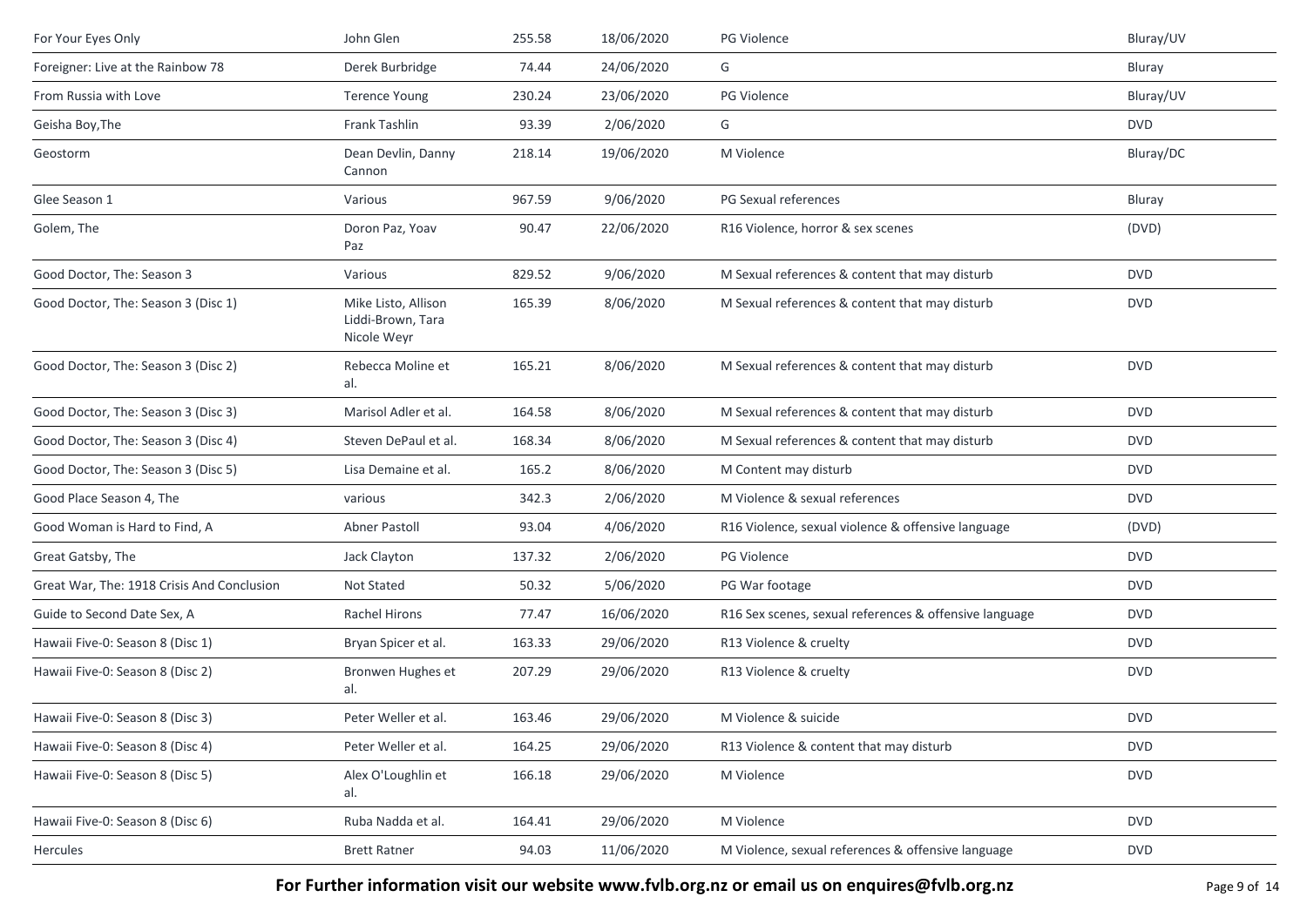| | | | | | |
|---|---|---|---|---|---|
| For Your Eyes Only | John Glen | 255.58 | 18/06/2020 | PG Violence | Bluray/UV |
| Foreigner: Live at the Rainbow 78 | Derek Burbridge | 74.44 | 24/06/2020 | G | Bluray |
| From Russia with Love | Terence Young | 230.24 | 23/06/2020 | PG Violence | Bluray/UV |
| Geisha Boy,The | Frank Tashlin | 93.39 | 2/06/2020 | G | DVD |
| Geostorm | Dean Devlin, Danny Cannon | 218.14 | 19/06/2020 | M Violence | Bluray/DC |
| Glee Season 1 | Various | 967.59 | 9/06/2020 | PG Sexual references | Bluray |
| Golem, The | Doron Paz, Yoav Paz | 90.47 | 22/06/2020 | R16 Violence, horror & sex scenes | (DVD) |
| Good Doctor, The: Season 3 | Various | 829.52 | 9/06/2020 | M Sexual references & content that may disturb | DVD |
| Good Doctor, The: Season 3 (Disc 1) | Mike Listo, Allison Liddi-Brown, Tara Nicole Weyr | 165.39 | 8/06/2020 | M Sexual references & content that may disturb | DVD |
| Good Doctor, The: Season 3 (Disc 2) | Rebecca Moline et al. | 165.21 | 8/06/2020 | M Sexual references & content that may disturb | DVD |
| Good Doctor, The: Season 3 (Disc 3) | Marisol Adler et al. | 164.58 | 8/06/2020 | M Sexual references & content that may disturb | DVD |
| Good Doctor, The: Season 3 (Disc 4) | Steven DePaul et al. | 168.34 | 8/06/2020 | M Sexual references & content that may disturb | DVD |
| Good Doctor, The: Season 3 (Disc 5) | Lisa Demaine et al. | 165.2 | 8/06/2020 | M Content may disturb | DVD |
| Good Place Season 4, The | various | 342.3 | 2/06/2020 | M Violence & sexual references | DVD |
| Good Woman is Hard to Find, A | Abner Pastoll | 93.04 | 4/06/2020 | R16 Violence, sexual violence & offensive language | (DVD) |
| Great Gatsby, The | Jack Clayton | 137.32 | 2/06/2020 | PG Violence | DVD |
| Great War, The: 1918 Crisis And Conclusion | Not Stated | 50.32 | 5/06/2020 | PG War footage | DVD |
| Guide to Second Date Sex, A | Rachel Hirons | 77.47 | 16/06/2020 | R16 Sex scenes, sexual references & offensive language | DVD |
| Hawaii Five-0: Season 8 (Disc 1) | Bryan Spicer et al. | 163.33 | 29/06/2020 | R13 Violence & cruelty | DVD |
| Hawaii Five-0: Season 8 (Disc 2) | Bronwen Hughes et al. | 207.29 | 29/06/2020 | R13 Violence & cruelty | DVD |
| Hawaii Five-0: Season 8 (Disc 3) | Peter Weller et al. | 163.46 | 29/06/2020 | M Violence & suicide | DVD |
| Hawaii Five-0: Season 8 (Disc 4) | Peter Weller et al. | 164.25 | 29/06/2020 | R13 Violence & content that may disturb | DVD |
| Hawaii Five-0: Season 8 (Disc 5) | Alex O'Loughlin et al. | 166.18 | 29/06/2020 | M Violence | DVD |
| Hawaii Five-0: Season 8 (Disc 6) | Ruba Nadda et al. | 164.41 | 29/06/2020 | M Violence | DVD |
| Hercules | Brett Ratner | 94.03 | 11/06/2020 | M Violence, sexual references & offensive language | DVD |

**For Further information visit our website www.fvlb.org.nz or email us on enquires@fvlb.org.nz**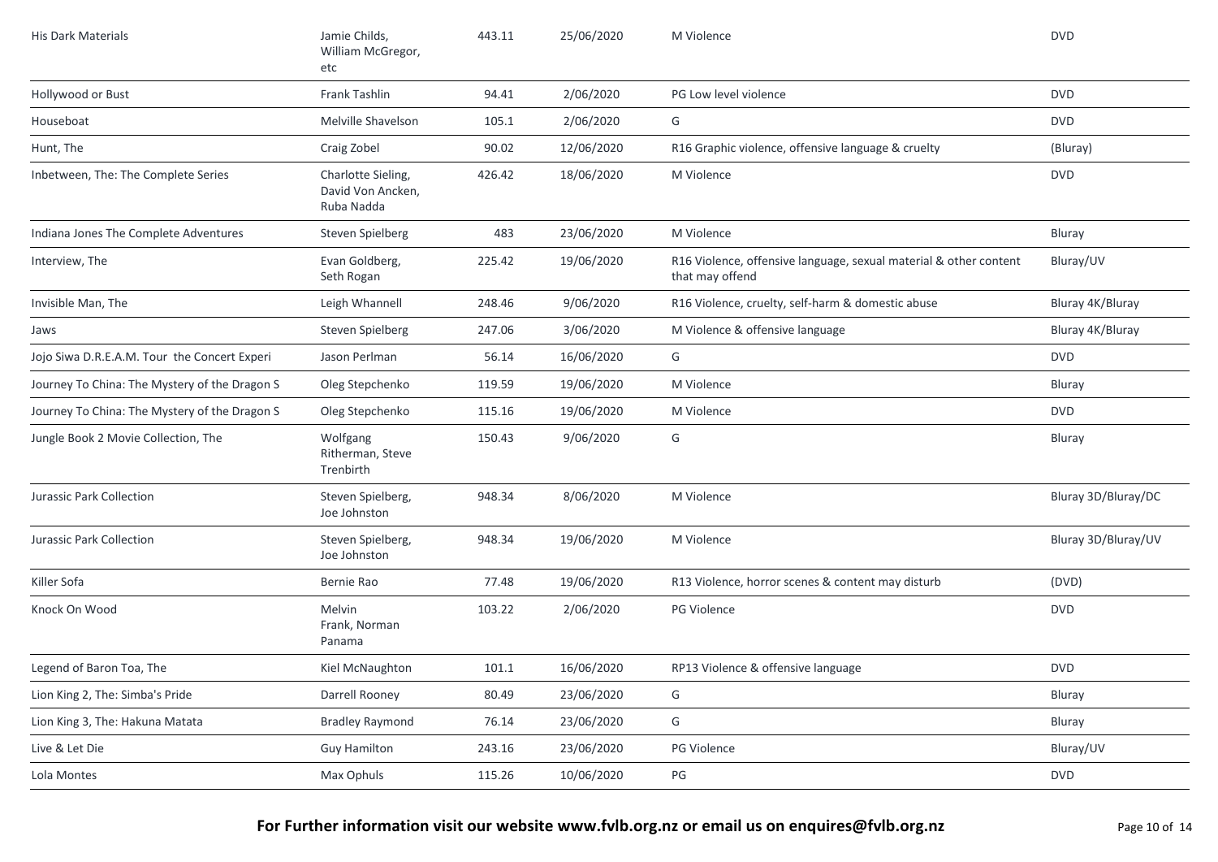| His Dark Materials | Jamie Childs, William McGregor, etc | 443.11 | 25/06/2020 | M Violence | DVD |
|---|---|---|---|---|---|
| Hollywood or Bust | Frank Tashlin | 94.41 | 2/06/2020 | PG Low level violence | DVD |
| Houseboat | Melville Shavelson | 105.1 | 2/06/2020 | G | DVD |
| Hunt, The | Craig Zobel | 90.02 | 12/06/2020 | R16 Graphic violence, offensive language & cruelty | (Bluray) |
| Inbetween, The: The Complete Series | Charlotte Sieling, David Von Ancken, Ruba Nadda | 426.42 | 18/06/2020 | M Violence | DVD |
| Indiana Jones The Complete Adventures | Steven Spielberg | 483 | 23/06/2020 | M Violence | Bluray |
| Interview, The | Evan Goldberg, Seth Rogan | 225.42 | 19/06/2020 | R16 Violence, offensive language, sexual material & other content that may offend | Bluray/UV |
| Invisible Man, The | Leigh Whannell | 248.46 | 9/06/2020 | R16 Violence, cruelty, self-harm & domestic abuse | Bluray 4K/Bluray |
| Jaws | Steven Spielberg | 247.06 | 3/06/2020 | M Violence & offensive language | Bluray 4K/Bluray |
| Jojo Siwa D.R.E.A.M. Tour the Concert Experi | Jason Perlman | 56.14 | 16/06/2020 | G | DVD |
| Journey To China: The Mystery of the Dragon S | Oleg Stepchenko | 119.59 | 19/06/2020 | M Violence | Bluray |
| Journey To China: The Mystery of the Dragon S | Oleg Stepchenko | 115.16 | 19/06/2020 | M Violence | DVD |
| Jungle Book 2 Movie Collection, The | Wolfgang Ritherman, Steve Trenbirth | 150.43 | 9/06/2020 | G | Bluray |
| Jurassic Park Collection | Steven Spielberg, Joe Johnston | 948.34 | 8/06/2020 | M Violence | Bluray 3D/Bluray/DC |
| Jurassic Park Collection | Steven Spielberg, Joe Johnston | 948.34 | 19/06/2020 | M Violence | Bluray 3D/Bluray/UV |
| Killer Sofa | Bernie Rao | 77.48 | 19/06/2020 | R13 Violence, horror scenes & content may disturb | (DVD) |
| Knock On Wood | Melvin Frank, Norman Panama | 103.22 | 2/06/2020 | PG Violence | DVD |
| Legend of Baron Toa, The | Kiel McNaughton | 101.1 | 16/06/2020 | RP13 Violence & offensive language | DVD |
| Lion King 2, The: Simba's Pride | Darrell Rooney | 80.49 | 23/06/2020 | G | Bluray |
| Lion King 3, The: Hakuna Matata | Bradley Raymond | 76.14 | 23/06/2020 | G | Bluray |
| Live & Let Die | Guy Hamilton | 243.16 | 23/06/2020 | PG Violence | Bluray/UV |
| Lola Montes | Max Ophuls | 115.26 | 10/06/2020 | PG | DVD |

**For Further information visit our website www.fvlb.org.nz or email us on enquires@fvlb.org.nz**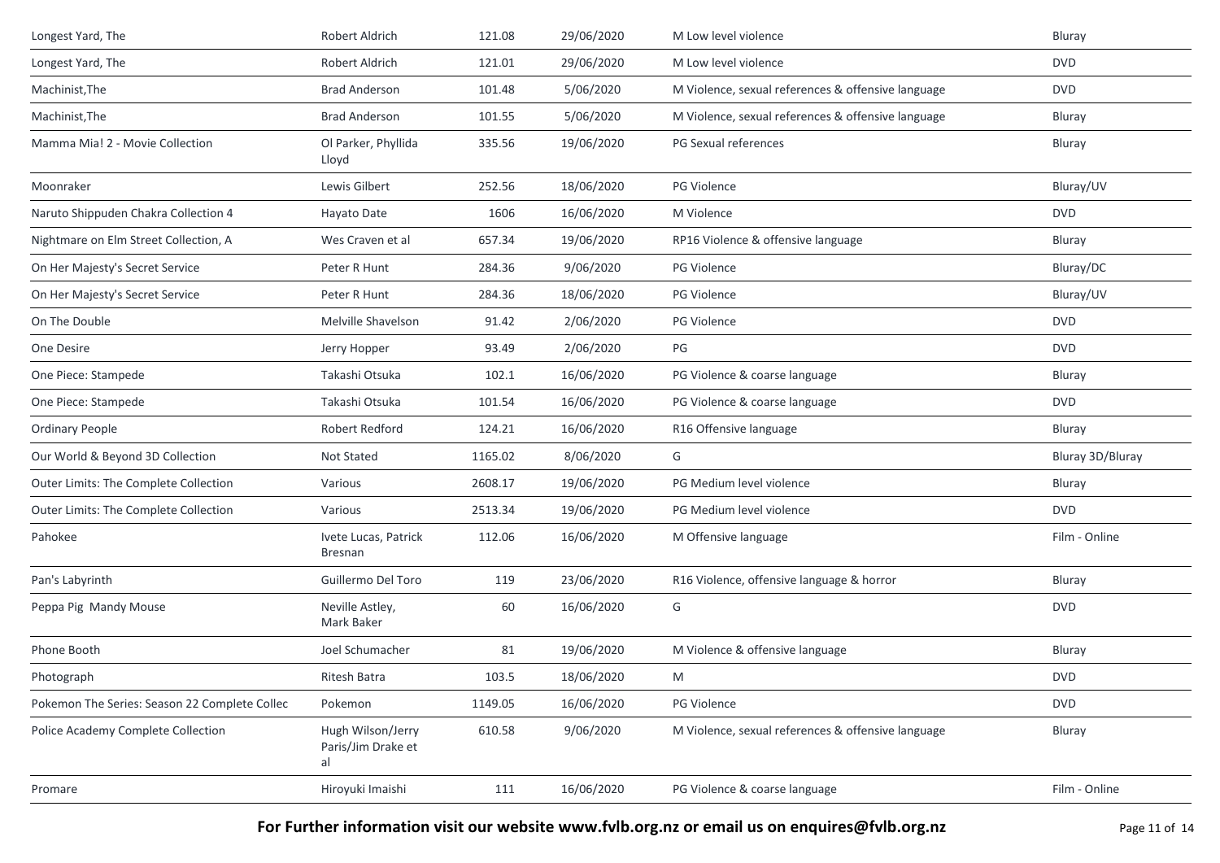| | | | | | |
|---|---|---|---|---|---|
| Longest Yard, The | Robert Aldrich | 121.08 | 29/06/2020 | M Low level violence | Bluray |
| Longest Yard, The | Robert Aldrich | 121.01 | 29/06/2020 | M Low level violence | DVD |
| Machinist,The | Brad Anderson | 101.48 | 5/06/2020 | M Violence, sexual references & offensive language | DVD |
| Machinist,The | Brad Anderson | 101.55 | 5/06/2020 | M Violence, sexual references & offensive language | Bluray |
| Mamma Mia! 2 - Movie Collection | Ol Parker, Phyllida Lloyd | 335.56 | 19/06/2020 | PG Sexual references | Bluray |
| Moonraker | Lewis Gilbert | 252.56 | 18/06/2020 | PG Violence | Bluray/UV |
| Naruto Shippuden Chakra Collection 4 | Hayato Date | 1606 | 16/06/2020 | M Violence | DVD |
| Nightmare on Elm Street Collection, A | Wes Craven et al | 657.34 | 19/06/2020 | RP16 Violence & offensive language | Bluray |
| On Her Majesty's Secret Service | Peter R Hunt | 284.36 | 9/06/2020 | PG Violence | Bluray/DC |
| On Her Majesty's Secret Service | Peter R Hunt | 284.36 | 18/06/2020 | PG Violence | Bluray/UV |
| On The Double | Melville Shavelson | 91.42 | 2/06/2020 | PG Violence | DVD |
| One Desire | Jerry Hopper | 93.49 | 2/06/2020 | PG | DVD |
| One Piece: Stampede | Takashi Otsuka | 102.1 | 16/06/2020 | PG Violence & coarse language | Bluray |
| One Piece: Stampede | Takashi Otsuka | 101.54 | 16/06/2020 | PG Violence & coarse language | DVD |
| Ordinary People | Robert Redford | 124.21 | 16/06/2020 | R16 Offensive language | Bluray |
| Our World & Beyond 3D Collection | Not Stated | 1165.02 | 8/06/2020 | G | Bluray 3D/Bluray |
| Outer Limits: The Complete Collection | Various | 2608.17 | 19/06/2020 | PG Medium level violence | Bluray |
| Outer Limits: The Complete Collection | Various | 2513.34 | 19/06/2020 | PG Medium level violence | DVD |
| Pahokee | Ivete Lucas, Patrick Bresnan | 112.06 | 16/06/2020 | M Offensive language | Film - Online |
| Pan's Labyrinth | Guillermo Del Toro | 119 | 23/06/2020 | R16 Violence, offensive language & horror | Bluray |
| Peppa Pig Mandy Mouse | Neville Astley, Mark Baker | 60 | 16/06/2020 | G | DVD |
| Phone Booth | Joel Schumacher | 81 | 19/06/2020 | M Violence & offensive language | Bluray |
| Photograph | Ritesh Batra | 103.5 | 18/06/2020 | M | DVD |
| Pokemon The Series: Season 22 Complete Collec | Pokemon | 1149.05 | 16/06/2020 | PG Violence | DVD |
| Police Academy Complete Collection | Hugh Wilson/Jerry Paris/Jim Drake et al | 610.58 | 9/06/2020 | M Violence, sexual references & offensive language | Bluray |
| Promare | Hiroyuki Imaishi | 111 | 16/06/2020 | PG Violence & coarse language | Film - Online |

**For Further information visit our website www.fvlb.org.nz or email us on enquires@fvlb.org.nz**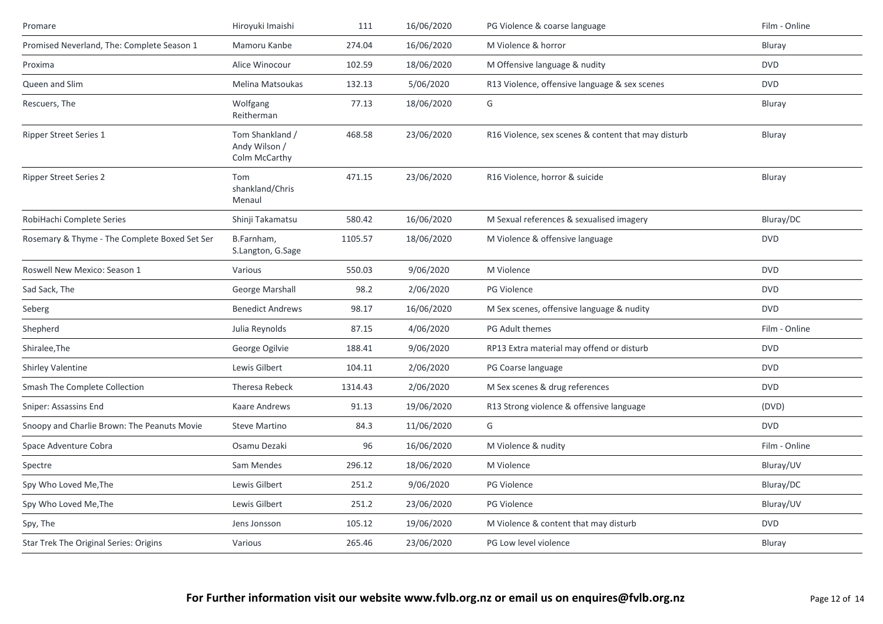| Promare | Hiroyuki Imaishi | 111 | 16/06/2020 | PG Violence & coarse language | Film - Online |
|---|---|---|---|---|---|
| Promised Neverland, The: Complete Season 1 | Mamoru Kanbe | 274.04 | 16/06/2020 | M Violence & horror | Bluray |
| Proxima | Alice Winocour | 102.59 | 18/06/2020 | M Offensive language & nudity | DVD |
| Queen and Slim | Melina Matsoukas | 132.13 | 5/06/2020 | R13 Violence, offensive language & sex scenes | DVD |
| Rescuers, The | Wolfgang Reitherman | 77.13 | 18/06/2020 | G | Bluray |
| Ripper Street Series 1 | Tom Shankland / Andy Wilson / Colm McCarthy | 468.58 | 23/06/2020 | R16 Violence, sex scenes & content that may disturb | Bluray |
| Ripper Street Series 2 | Tom shankland/Chris Menaul | 471.15 | 23/06/2020 | R16 Violence, horror & suicide | Bluray |
| RobiHachi Complete Series | Shinji Takamatsu | 580.42 | 16/06/2020 | M Sexual references & sexualised imagery | Bluray/DC |
| Rosemary & Thyme - The Complete Boxed Set Ser | B.Farnham, S.Langton, G.Sage | 1105.57 | 18/06/2020 | M Violence & offensive language | DVD |
| Roswell New Mexico: Season 1 | Various | 550.03 | 9/06/2020 | M Violence | DVD |
| Sad Sack, The | George Marshall | 98.2 | 2/06/2020 | PG Violence | DVD |
| Seberg | Benedict Andrews | 98.17 | 16/06/2020 | M Sex scenes, offensive language & nudity | DVD |
| Shepherd | Julia Reynolds | 87.15 | 4/06/2020 | PG Adult themes | Film - Online |
| Shiralee,The | George Ogilvie | 188.41 | 9/06/2020 | RP13 Extra material may offend or disturb | DVD |
| Shirley Valentine | Lewis Gilbert | 104.11 | 2/06/2020 | PG Coarse language | DVD |
| Smash The Complete Collection | Theresa Rebeck | 1314.43 | 2/06/2020 | M Sex scenes & drug references | DVD |
| Sniper: Assassins End | Kaare Andrews | 91.13 | 19/06/2020 | R13 Strong violence & offensive language | (DVD) |
| Snoopy and Charlie Brown: The Peanuts Movie | Steve Martino | 84.3 | 11/06/2020 | G | DVD |
| Space Adventure Cobra | Osamu Dezaki | 96 | 16/06/2020 | M Violence & nudity | Film - Online |
| Spectre | Sam Mendes | 296.12 | 18/06/2020 | M Violence | Bluray/UV |
| Spy Who Loved Me,The | Lewis Gilbert | 251.2 | 9/06/2020 | PG Violence | Bluray/DC |
| Spy Who Loved Me,The | Lewis Gilbert | 251.2 | 23/06/2020 | PG Violence | Bluray/UV |
| Spy, The | Jens Jonsson | 105.12 | 19/06/2020 | M Violence & content that may disturb | DVD |
| Star Trek The Original Series: Origins | Various | 265.46 | 23/06/2020 | PG Low level violence | Bluray |

**For Further information visit our website www.fvlb.org.nz or email us on enquires@fvlb.org.nz**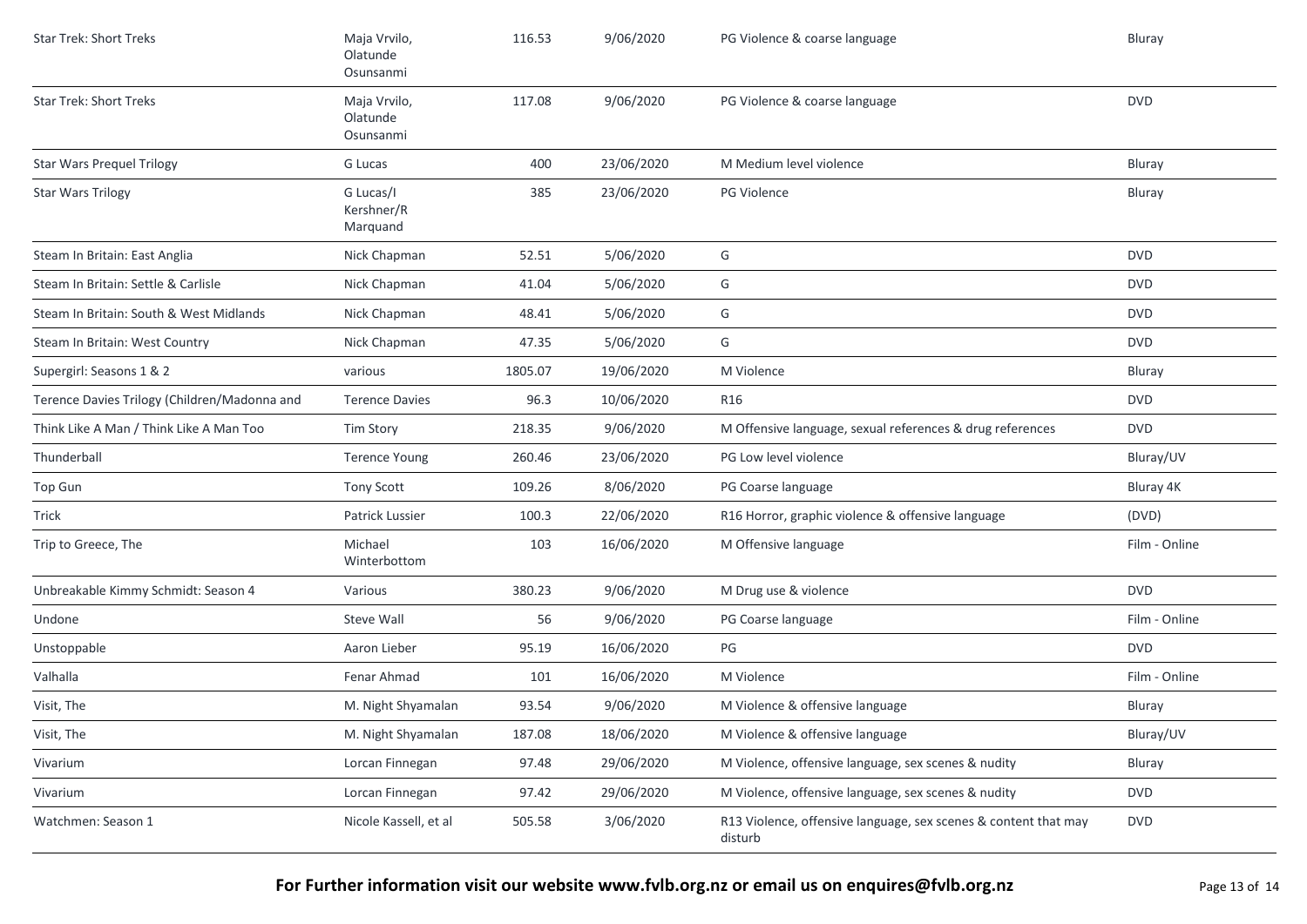| Star Trek: Short Treks | Maja Vrvilo, Olatunde Osunsanmi | 116.53 | 9/06/2020 | PG Violence & coarse language | Bluray |
|---|---|---|---|---|---|
| Star Trek: Short Treks | Maja Vrvilo, Olatunde Osunsanmi | 117.08 | 9/06/2020 | PG Violence & coarse language | DVD |
| Star Wars Prequel Trilogy | G Lucas | 400 | 23/06/2020 | M Medium level violence | Bluray |
| Star Wars Trilogy | G Lucas/I Kershner/R Marquand | 385 | 23/06/2020 | PG Violence | Bluray |
| Steam In Britain: East Anglia | Nick Chapman | 52.51 | 5/06/2020 | G | DVD |
| Steam In Britain: Settle & Carlisle | Nick Chapman | 41.04 | 5/06/2020 | G | DVD |
| Steam In Britain: South & West Midlands | Nick Chapman | 48.41 | 5/06/2020 | G | DVD |
| Steam In Britain: West Country | Nick Chapman | 47.35 | 5/06/2020 | G | DVD |
| Supergirl: Seasons 1 & 2 | various | 1805.07 | 19/06/2020 | M Violence | Bluray |
| Terence Davies Trilogy (Children/Madonna and | Terence Davies | 96.3 | 10/06/2020 | R16 | DVD |
| Think Like A Man / Think Like A Man Too | Tim Story | 218.35 | 9/06/2020 | M Offensive language, sexual references & drug references | DVD |
| Thunderball | Terence Young | 260.46 | 23/06/2020 | PG Low level violence | Bluray/UV |
| Top Gun | Tony Scott | 109.26 | 8/06/2020 | PG Coarse language | Bluray 4K |
| Trick | Patrick Lussier | 100.3 | 22/06/2020 | R16 Horror, graphic violence & offensive language | (DVD) |
| Trip to Greece, The | Michael Winterbottom | 103 | 16/06/2020 | M Offensive language | Film - Online |
| Unbreakable Kimmy Schmidt: Season 4 | Various | 380.23 | 9/06/2020 | M Drug use & violence | DVD |
| Undone | Steve Wall | 56 | 9/06/2020 | PG Coarse language | Film - Online |
| Unstoppable | Aaron Lieber | 95.19 | 16/06/2020 | PG | DVD |
| Valhalla | Fenar Ahmad | 101 | 16/06/2020 | M Violence | Film - Online |
| Visit, The | M. Night Shyamalan | 93.54 | 9/06/2020 | M Violence & offensive language | Bluray |
| Visit, The | M. Night Shyamalan | 187.08 | 18/06/2020 | M Violence & offensive language | Bluray/UV |
| Vivarium | Lorcan Finnegan | 97.48 | 29/06/2020 | M Violence, offensive language, sex scenes & nudity | Bluray |
| Vivarium | Lorcan Finnegan | 97.42 | 29/06/2020 | M Violence, offensive language, sex scenes & nudity | DVD |
| Watchmen: Season 1 | Nicole Kassell, et al | 505.58 | 3/06/2020 | R13 Violence, offensive language, sex scenes & content that may disturb | DVD |

**For Further information visit our website www.fvlb.org.nz or email us on enquires@fvlb.org.nz**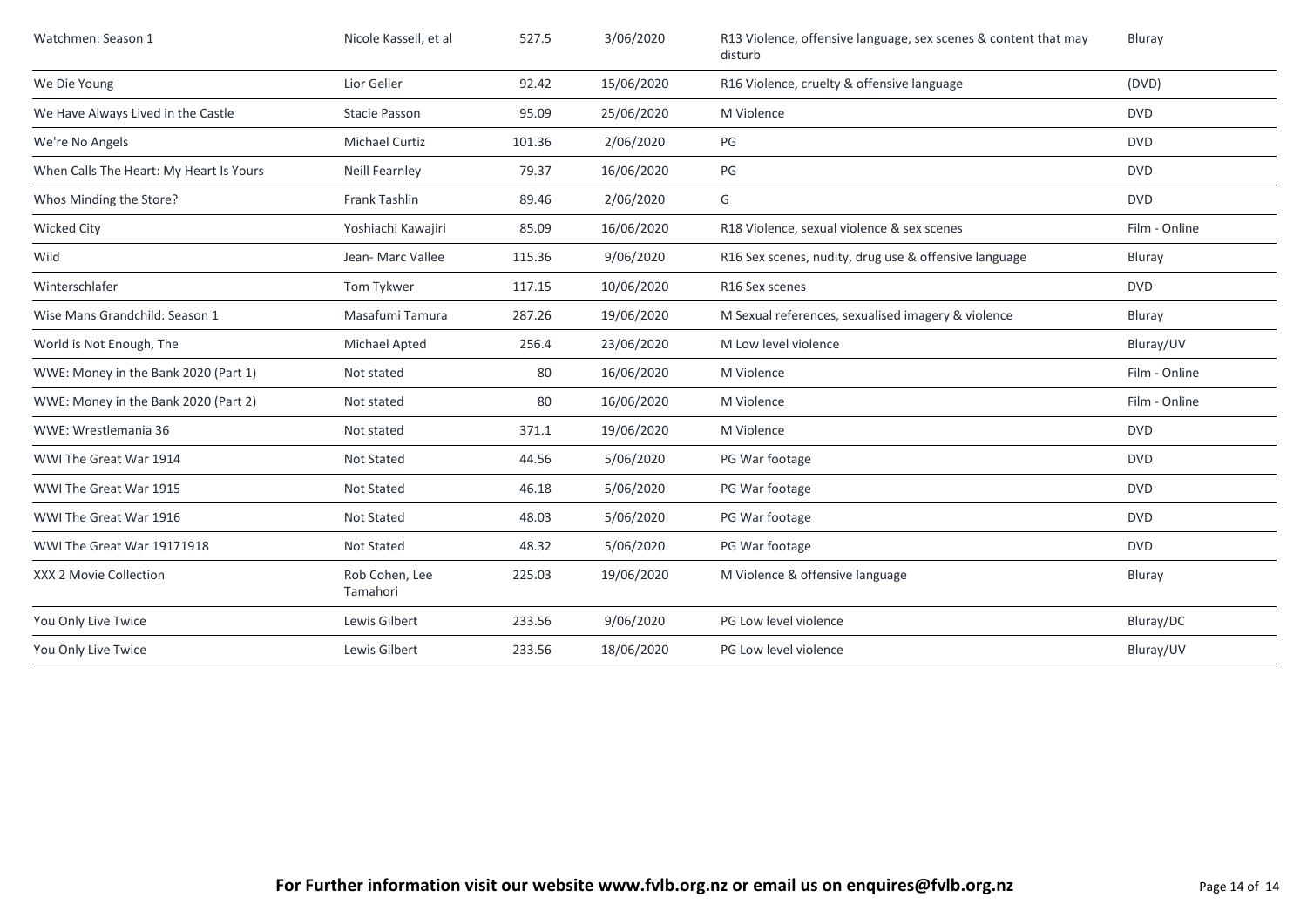| | | | | | |
|---|---|---|---|---|---|
| Watchmen: Season 1 | Nicole Kassell, et al | 527.5 | 3/06/2020 | R13 Violence, offensive language, sex scenes & content that may disturb | Bluray |
| We Die Young | Lior Geller | 92.42 | 15/06/2020 | R16 Violence, cruelty & offensive language | (DVD) |
| We Have Always Lived in the Castle | Stacie Passon | 95.09 | 25/06/2020 | M Violence | DVD |
| We're No Angels | Michael Curtiz | 101.36 | 2/06/2020 | PG | DVD |
| When Calls The Heart: My Heart Is Yours | Neill Fearnley | 79.37 | 16/06/2020 | PG | DVD |
| Whos Minding the Store? | Frank Tashlin | 89.46 | 2/06/2020 | G | DVD |
| Wicked City | Yoshiachi Kawajiri | 85.09 | 16/06/2020 | R18 Violence, sexual violence & sex scenes | Film - Online |
| Wild | Jean- Marc Vallee | 115.36 | 9/06/2020 | R16 Sex scenes, nudity, drug use & offensive language | Bluray |
| Winterschlafer | Tom Tykwer | 117.15 | 10/06/2020 | R16 Sex scenes | DVD |
| Wise Mans Grandchild: Season 1 | Masafumi Tamura | 287.26 | 19/06/2020 | M Sexual references, sexualised imagery & violence | Bluray |
| World is Not Enough, The | Michael Apted | 256.4 | 23/06/2020 | M Low level violence | Bluray/UV |
| WWE: Money in the Bank 2020 (Part 1) | Not stated | 80 | 16/06/2020 | M Violence | Film - Online |
| WWE: Money in the Bank 2020 (Part 2) | Not stated | 80 | 16/06/2020 | M Violence | Film - Online |
| WWE: Wrestlemania 36 | Not stated | 371.1 | 19/06/2020 | M Violence | DVD |
| WWI The Great War 1914 | Not Stated | 44.56 | 5/06/2020 | PG War footage | DVD |
| WWI The Great War 1915 | Not Stated | 46.18 | 5/06/2020 | PG War footage | DVD |
| WWI The Great War 1916 | Not Stated | 48.03 | 5/06/2020 | PG War footage | DVD |
| WWI The Great War 19171918 | Not Stated | 48.32 | 5/06/2020 | PG War footage | DVD |
| XXX 2 Movie Collection | Rob Cohen, Lee Tamahori | 225.03 | 19/06/2020 | M Violence & offensive language | Bluray |
| You Only Live Twice | Lewis Gilbert | 233.56 | 9/06/2020 | PG Low level violence | Bluray/DC |
| You Only Live Twice | Lewis Gilbert | 233.56 | 18/06/2020 | PG Low level violence | Bluray/UV |

**For Further information visit our website www.fvlb.org.nz or email us on enquires@fvlb.org.nz**